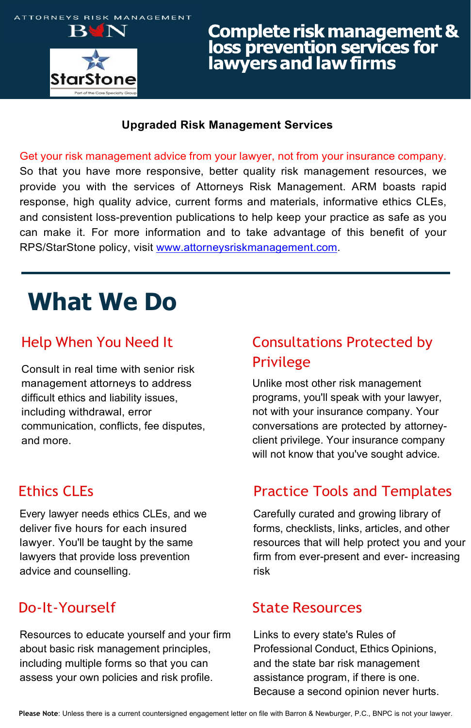ATTORNEYS RISK MANAGEMENT

BNN

StarStone

Part of the Core Specialty Group

# Complete risk management & loss prevention services for lawyers and law firms

**Upgraded Risk Management Services**

Get your risk management advice from your lawyer, not from your insurance company. So that you have more responsive, better quality risk management resources, we provide you with the services of Attorneys Risk Management. ARM boasts rapid response, high quality advice, current forms and materials, informative ethics CLEs, and consistent loss-prevention publications to help keep your practice as safe as you can make it. For more information and to take advantage of this benefit of your RPS/StarStone policy, visit [www.attorneysriskmanagement.com](http://www.attorneysriskmanagement.com).

# What We Do

## Help When You Need It

Consult in real time with senior risk management attorneys to address difficult ethics and liability issues, including withdrawal, error communication, conflicts, fee disputes, and more.

## Consultations Protected by Privilege

Unlike most other risk management programs, you'll speak with your lawyer, not with your insurance company. Your conversations are protected by attorney-client privilege. Your insurance company will not know that you've sought advice.

## Ethics CLEs

Every lawyer needs ethics CLEs, and we deliver five hours for each insured lawyer. You'll be taught by the same lawyers that provide loss prevention advice and counselling.

## Practice Tools and Templates

Carefully curated and growing library of forms, checklists, links, articles, and other resources that will help protect you and your firm from ever-present and ever- increasing risk

## Do-It-Yourself

Resources to educate yourself and your firm about basic risk management principles, including multiple forms so that you can assess your own policies and risk profile.

## State Resources

Links to every state's Rules of Professional Conduct, Ethics Opinions, and the state bar risk management assistance program, if there is one. Because a second opinion never hurts.

**Please Note**: Unless there is a current countersigned engagement letter on file with Barron & Newburger, P.C., BNPC is not your lawyer.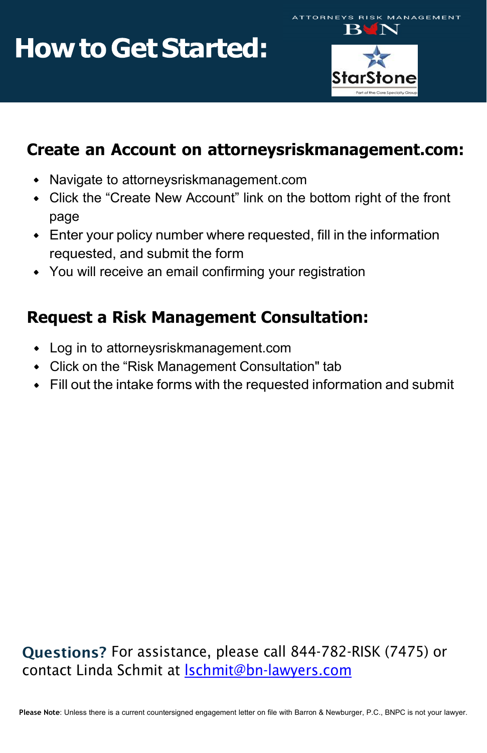# How to Get Started:

ATTORNEYS RISK MANAGEMENT

BN

StarStone

Part of the Core Specialty Group

## Create an Account on attorneysriskmanagement.com:

- Navigate to attorneysriskmanagement.com
- Click the "Create New Account" link on the bottom right of the front page
- Enter your policy number where requested, fill in the information requested, and submit the form
- You will receive an email confirming your registration

## Request a Risk Management Consultation:

- Log in to attorneysriskmanagement.com
- Click on the "Risk Management Consultation" tab
- Fill out the intake forms with the requested information and submit

**Questions?** For assistance, please call 844-782-RISK (7475) or contact Linda Schmit at lschmit@bn-lawyers.com

**Please Note**: Unless there is a current countersigned engagement letter on file with Barron & Newburger, P.C., BNPC is not your lawyer.